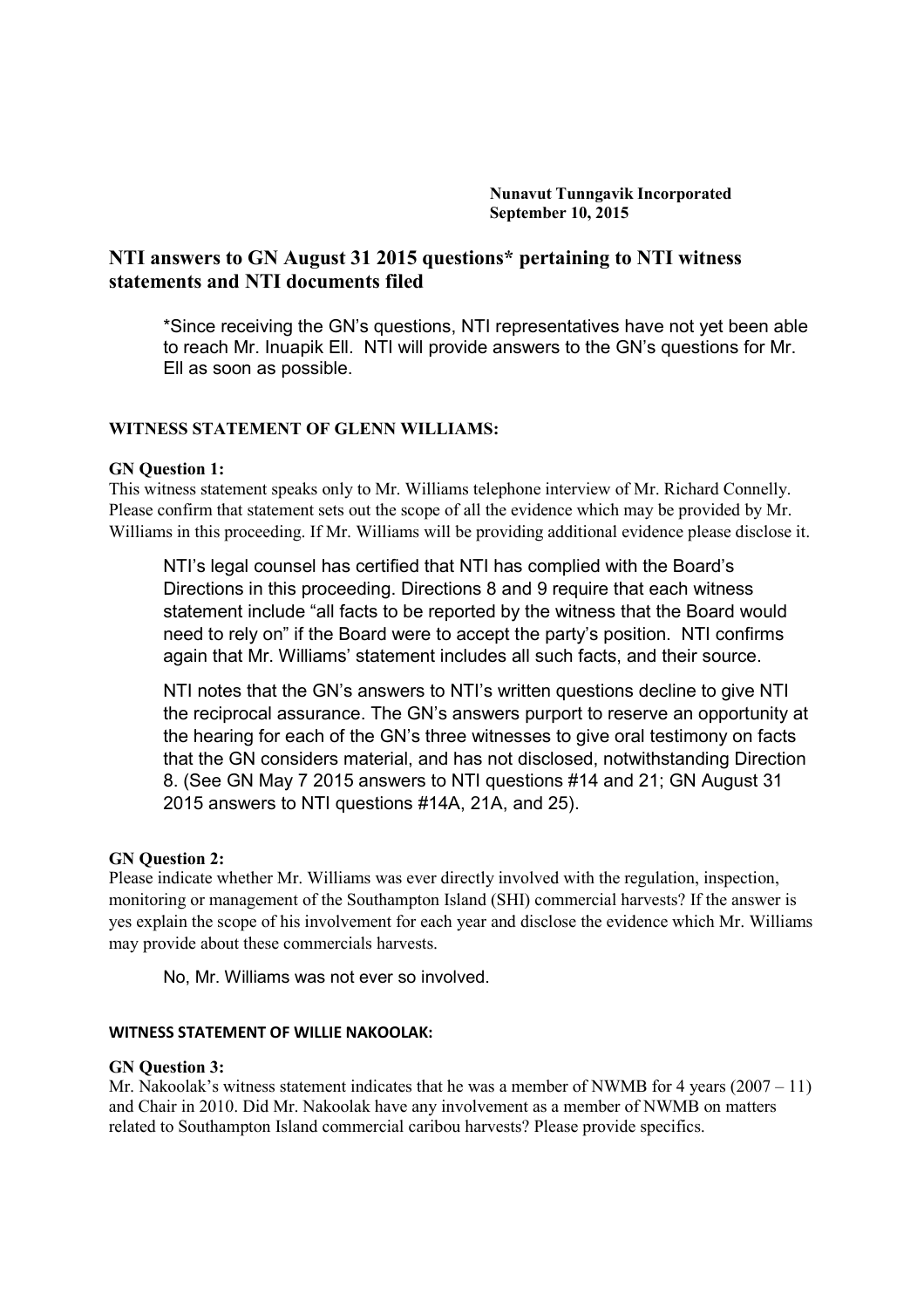**Nunavut Tunngavik Incorporated**
**September 10, 2015**

## NTI answers to GN August 31 2015 questions* pertaining to NTI witness statements and NTI documents filed

*Since receiving the GN's questions, NTI representatives have not yet been able to reach Mr. Inuapik Ell. NTI will provide answers to the GN's questions for Mr. Ell as soon as possible.

### WITNESS STATEMENT OF GLENN WILLIAMS:

**GN Question 1:**
This witness statement speaks only to Mr. Williams telephone interview of Mr. Richard Connelly. Please confirm that statement sets out the scope of all the evidence which may be provided by Mr. Williams in this proceeding. If Mr. Williams will be providing additional evidence please disclose it.

NTI's legal counsel has certified that NTI has complied with the Board's Directions in this proceeding. Directions 8 and 9 require that each witness statement include "all facts to be reported by the witness that the Board would need to rely on" if the Board were to accept the party's position. NTI confirms again that Mr. Williams' statement includes all such facts, and their source.

NTI notes that the GN's answers to NTI's written questions decline to give NTI the reciprocal assurance. The GN's answers purport to reserve an opportunity at the hearing for each of the GN's three witnesses to give oral testimony on facts that the GN considers material, and has not disclosed, notwithstanding Direction 8. (See GN May 7 2015 answers to NTI questions #14 and 21; GN August 31 2015 answers to NTI questions #14A, 21A, and 25).

**GN Question 2:**
Please indicate whether Mr. Williams was ever directly involved with the regulation, inspection, monitoring or management of the Southampton Island (SHI) commercial harvests? If the answer is yes explain the scope of his involvement for each year and disclose the evidence which Mr. Williams may provide about these commercials harvests.

No, Mr. Williams was not ever so involved.

### WITNESS STATEMENT OF WILLIE NAKOOLAK:

**GN Question 3:**
Mr. Nakoolak's witness statement indicates that he was a member of NWMB for 4 years (2007 – 11) and Chair in 2010. Did Mr. Nakoolak have any involvement as a member of NWMB on matters related to Southampton Island commercial caribou harvests? Please provide specifics.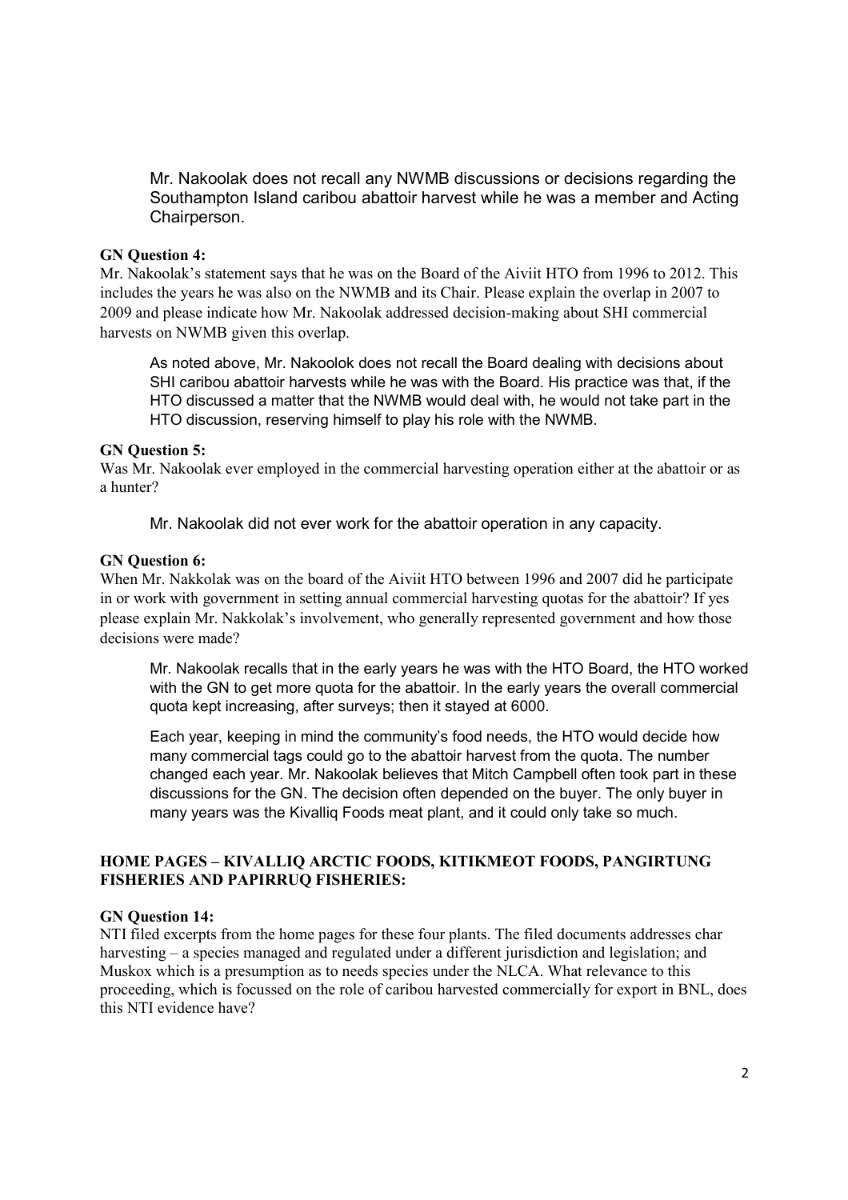Mr. Nakoolak does not recall any NWMB discussions or decisions regarding the Southampton Island caribou abattoir harvest while he was a member and Acting Chairperson.

**GN Question 4:**
Mr. Nakoolak's statement says that he was on the Board of the Aiviit HTO from 1996 to 2012. This includes the years he was also on the NWMB and its Chair. Please explain the overlap in 2007 to 2009 and please indicate how Mr. Nakoolak addressed decision-making about SHI commercial harvests on NWMB given this overlap.

As noted above, Mr. Nakoolok does not recall the Board dealing with decisions about SHI caribou abattoir harvests while he was with the Board. His practice was that, if the HTO discussed a matter that the NWMB would deal with, he would not take part in the HTO discussion, reserving himself to play his role with the NWMB.

**GN Question 5:**
Was Mr. Nakoolak ever employed in the commercial harvesting operation either at the abattoir or as a hunter?

Mr. Nakoolak did not ever work for the abattoir operation in any capacity.

**GN Question 6:**
When Mr. Nakkolak was on the board of the Aiviit HTO between 1996 and 2007 did he participate in or work with government in setting annual commercial harvesting quotas for the abattoir? If yes please explain Mr. Nakkolak's involvement, who generally represented government and how those decisions were made?

Mr. Nakoolak recalls that in the early years he was with the HTO Board, the HTO worked with the GN to get more quota for the abattoir. In the early years the overall commercial quota kept increasing, after surveys; then it stayed at 6000.

Each year, keeping in mind the community's food needs, the HTO would decide how many commercial tags could go to the abattoir harvest from the quota. The number changed each year. Mr. Nakoolak believes that Mitch Campbell often took part in these discussions for the GN. The decision often depended on the buyer. The only buyer in many years was the Kivalliq Foods meat plant, and it could only take so much.

## HOME PAGES – KIVALLIQ ARCTIC FOODS, KITIKMEOT FOODS, PANGIRTUNG FISHERIES AND PAPIRRUQ FISHERIES:

**GN Question 14:**
NTI filed excerpts from the home pages for these four plants. The filed documents addresses char harvesting – a species managed and regulated under a different jurisdiction and legislation; and Muskox which is a presumption as to needs species under the NLCA. What relevance to this proceeding, which is focussed on the role of caribou harvested commercially for export in BNL, does this NTI evidence have?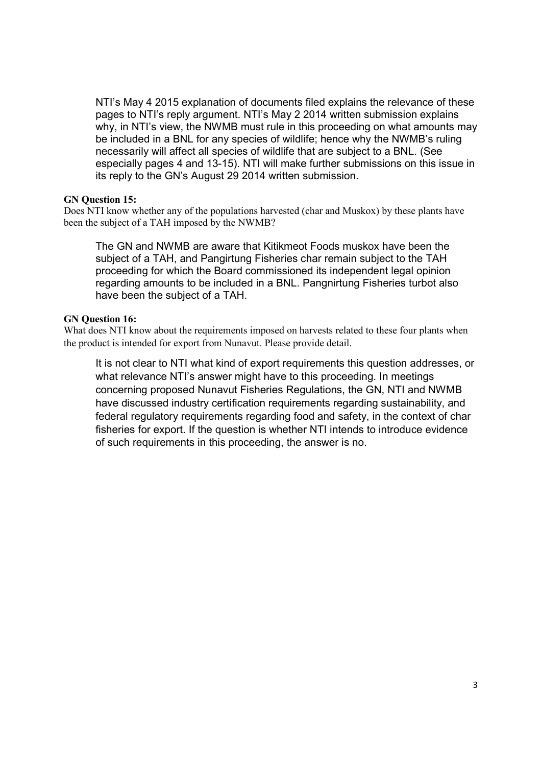NTI's May 4 2015 explanation of documents filed explains the relevance of these pages to NTI's reply argument. NTI's May 2 2014 written submission explains why, in NTI's view, the NWMB must rule in this proceeding on what amounts may be included in a BNL for any species of wildlife; hence why the NWMB's ruling necessarily will affect all species of wildlife that are subject to a BNL. (See especially pages 4 and 13-15). NTI will make further submissions on this issue in its reply to the GN's August 29 2014 written submission.

**GN Question 15:**
Does NTI know whether any of the populations harvested (char and Muskox) by these plants have been the subject of a TAH imposed by the NWMB?

The GN and NWMB are aware that Kitikmeot Foods muskox have been the subject of a TAH, and Pangirtung Fisheries char remain subject to the TAH proceeding for which the Board commissioned its independent legal opinion regarding amounts to be included in a BNL. Pangnirtung Fisheries turbot also have been the subject of a TAH.

**GN Question 16:**
What does NTI know about the requirements imposed on harvests related to these four plants when the product is intended for export from Nunavut. Please provide detail.

It is not clear to NTI what kind of export requirements this question addresses, or what relevance NTI's answer might have to this proceeding. In meetings concerning proposed Nunavut Fisheries Regulations, the GN, NTI and NWMB have discussed industry certification requirements regarding sustainability, and federal regulatory requirements regarding food and safety, in the context of char fisheries for export. If the question is whether NTI intends to introduce evidence of such requirements in this proceeding, the answer is no.